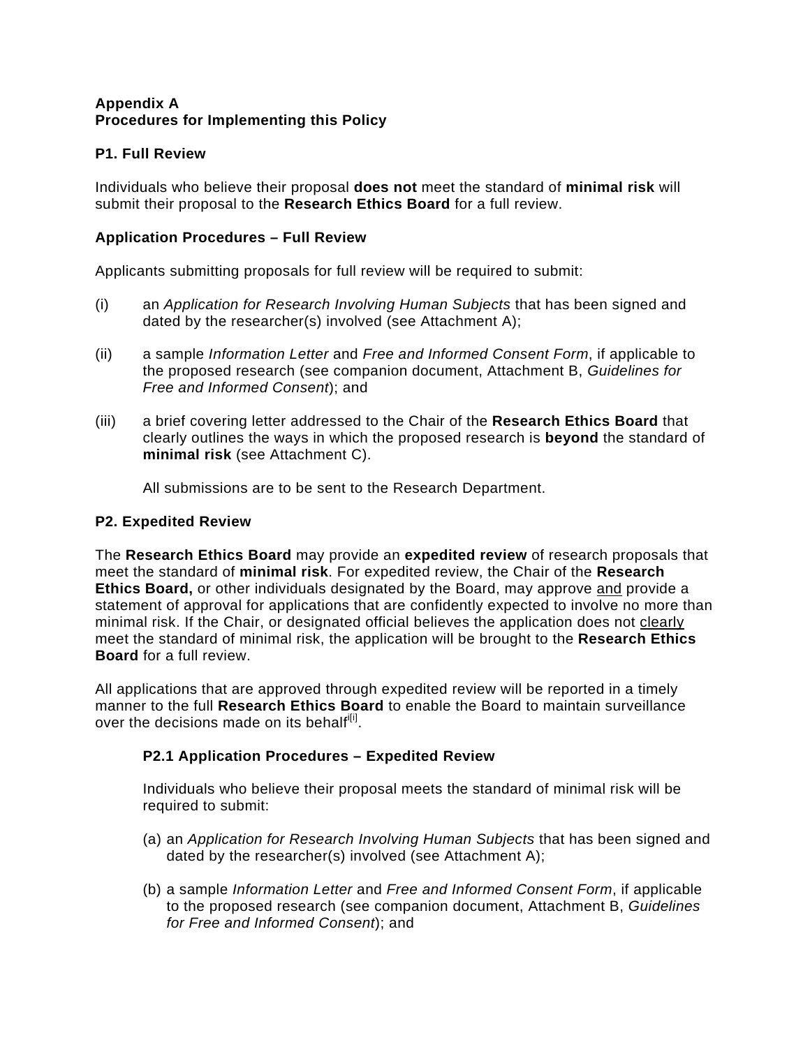**Appendix A**
**Procedures for Implementing this Policy**

**P1. Full Review**

Individuals who believe their proposal **does not** meet the standard of **minimal risk** will submit their proposal to the **Research Ethics Board** for a full review.

**Application Procedures – Full Review**

Applicants submitting proposals for full review will be required to submit:

(i) an *Application for Research Involving Human Subjects* that has been signed and dated by the researcher(s) involved (see Attachment A);

(ii) a sample *Information Letter* and *Free and Informed Consent Form*, if applicable to the proposed research (see companion document, Attachment B, *Guidelines for Free and Informed Consent*); and

(iii) a brief covering letter addressed to the Chair of the **Research Ethics Board** that clearly outlines the ways in which the proposed research is **beyond** the standard of **minimal risk** (see Attachment C).

All submissions are to be sent to the Research Department.

**P2. Expedited Review**

The **Research Ethics Board** may provide an **expedited review** of research proposals that meet the standard of **minimal risk**. For expedited review, the Chair of the **Research Ethics Board,** or other individuals designated by the Board, may approve <u>and</u> provide a statement of approval for applications that are confidently expected to involve no more than minimal risk. If the Chair, or designated official believes the application does not <u>clearly</u> meet the standard of minimal risk, the application will be brought to the **Research Ethics Board** for a full review.

All applications that are approved through expedited review will be reported in a timely manner to the full **Research Ethics Board** to enable the Board to maintain surveillance over the decisions made on its behalf[i][i].

**P2.1 Application Procedures – Expedited Review**

Individuals who believe their proposal meets the standard of minimal risk will be required to submit:

(a) an *Application for Research Involving Human Subjects* that has been signed and dated by the researcher(s) involved (see Attachment A);

(b) a sample *Information Letter* and *Free and Informed Consent Form*, if applicable to the proposed research (see companion document, Attachment B, *Guidelines for Free and Informed Consent*); and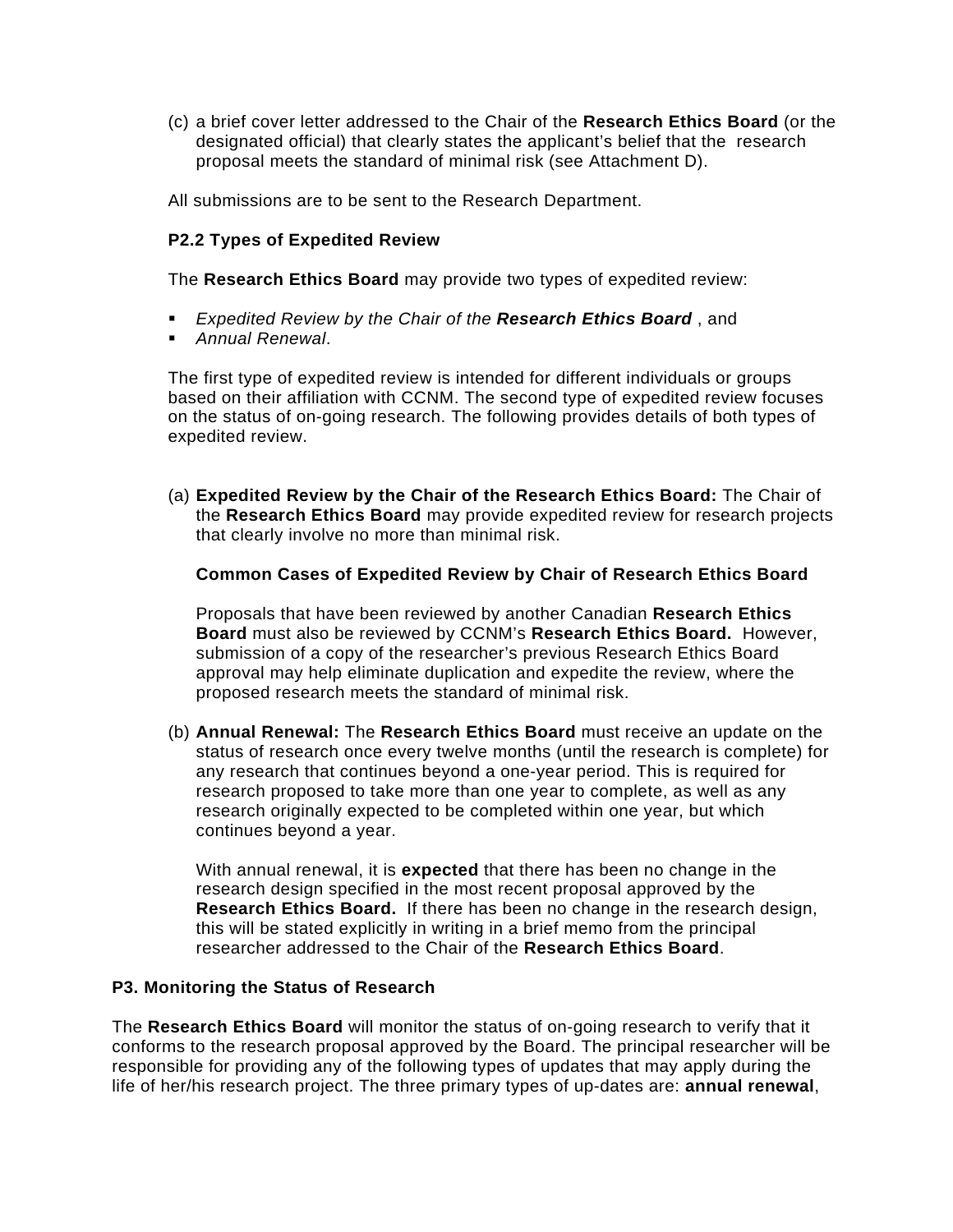(c) a brief cover letter addressed to the Chair of the **Research Ethics Board** (or the designated official) that clearly states the applicant's belief that the research proposal meets the standard of minimal risk (see Attachment D).

All submissions are to be sent to the Research Department.

**P2.2 Types of Expedited Review**

The **Research Ethics Board** may provide two types of expedited review:

- *Expedited Review by the Chair of the **Research Ethics Board*** , and
- *Annual Renewal*.

The first type of expedited review is intended for different individuals or groups based on their affiliation with CCNM. The second type of expedited review focuses on the status of on-going research. The following provides details of both types of expedited review.

(a) **Expedited Review by the Chair of the Research Ethics Board:** The Chair of the **Research Ethics Board** may provide expedited review for research projects that clearly involve no more than minimal risk.

**Common Cases of Expedited Review by Chair of Research Ethics Board**

Proposals that have been reviewed by another Canadian **Research Ethics Board** must also be reviewed by CCNM's **Research Ethics Board.** However, submission of a copy of the researcher's previous Research Ethics Board approval may help eliminate duplication and expedite the review, where the proposed research meets the standard of minimal risk.

(b) **Annual Renewal:** The **Research Ethics Board** must receive an update on the status of research once every twelve months (until the research is complete) for any research that continues beyond a one-year period. This is required for research proposed to take more than one year to complete, as well as any research originally expected to be completed within one year, but which continues beyond a year.

With annual renewal, it is **expected** that there has been no change in the research design specified in the most recent proposal approved by the **Research Ethics Board.** If there has been no change in the research design, this will be stated explicitly in writing in a brief memo from the principal researcher addressed to the Chair of the **Research Ethics Board**.

**P3. Monitoring the Status of Research**

The **Research Ethics Board** will monitor the status of on-going research to verify that it conforms to the research proposal approved by the Board. The principal researcher will be responsible for providing any of the following types of updates that may apply during the life of her/his research project. The three primary types of up-dates are: **annual renewal**,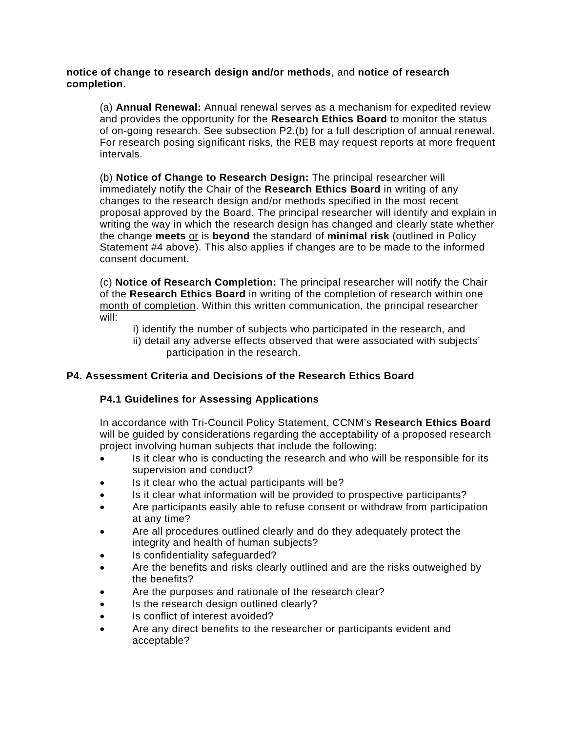**notice of change to research design and/or methods**, and **notice of research completion**.

(a) **Annual Renewal:** Annual renewal serves as a mechanism for expedited review and provides the opportunity for the **Research Ethics Board** to monitor the status of on-going research. See subsection P2.(b) for a full description of annual renewal. For research posing significant risks, the REB may request reports at more frequent intervals.

(b) **Notice of Change to Research Design:** The principal researcher will immediately notify the Chair of the **Research Ethics Board** in writing of any changes to the research design and/or methods specified in the most recent proposal approved by the Board. The principal researcher will identify and explain in writing the way in which the research design has changed and clearly state whether the change **meets** <u>or</u> is **beyond** the standard of **minimal risk** (outlined in Policy Statement #4 above). This also applies if changes are to be made to the informed consent document.

(c) **Notice of Research Completion:** The principal researcher will notify the Chair of the **Research Ethics Board** in writing of the completion of research <u>within one month of completion</u>. Within this written communication, the principal researcher will:

i) identify the number of subjects who participated in the research, and
ii) detail any adverse effects observed that were associated with subjects' participation in the research.

## P4. Assessment Criteria and Decisions of the Research Ethics Board

### P4.1 Guidelines for Assessing Applications

In accordance with Tri-Council Policy Statement, CCNM's **Research Ethics Board** will be guided by considerations regarding the acceptability of a proposed research project involving human subjects that include the following:

- Is it clear who is conducting the research and who will be responsible for its supervision and conduct?
- Is it clear who the actual participants will be?
- Is it clear what information will be provided to prospective participants?
- Are participants easily able to refuse consent or withdraw from participation at any time?
- Are all procedures outlined clearly and do they adequately protect the integrity and health of human subjects?
- Is confidentiality safeguarded?
- Are the benefits and risks clearly outlined and are the risks outweighed by the benefits?
- Are the purposes and rationale of the research clear?
- Is the research design outlined clearly?
- Is conflict of interest avoided?
- Are any direct benefits to the researcher or participants evident and acceptable?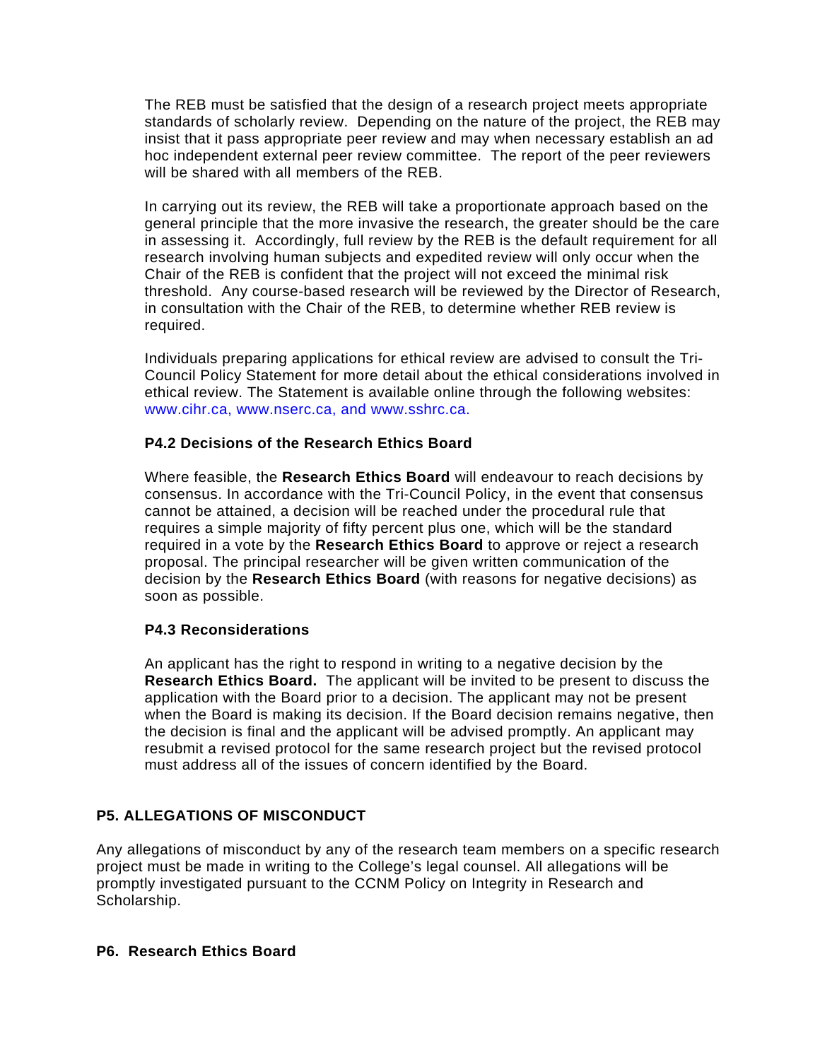The REB must be satisfied that the design of a research project meets appropriate standards of scholarly review. Depending on the nature of the project, the REB may insist that it pass appropriate peer review and may when necessary establish an ad hoc independent external peer review committee. The report of the peer reviewers will be shared with all members of the REB.

In carrying out its review, the REB will take a proportionate approach based on the general principle that the more invasive the research, the greater should be the care in assessing it. Accordingly, full review by the REB is the default requirement for all research involving human subjects and expedited review will only occur when the Chair of the REB is confident that the project will not exceed the minimal risk threshold. Any course-based research will be reviewed by the Director of Research, in consultation with the Chair of the REB, to determine whether REB review is required.

Individuals preparing applications for ethical review are advised to consult the Tri-Council Policy Statement for more detail about the ethical considerations involved in ethical review. The Statement is available online through the following websites: www.cihr.ca, www.nserc.ca, and www.sshrc.ca.

### P4.2 Decisions of the Research Ethics Board

Where feasible, the **Research Ethics Board** will endeavour to reach decisions by consensus. In accordance with the Tri-Council Policy, in the event that consensus cannot be attained, a decision will be reached under the procedural rule that requires a simple majority of fifty percent plus one, which will be the standard required in a vote by the **Research Ethics Board** to approve or reject a research proposal. The principal researcher will be given written communication of the decision by the **Research Ethics Board** (with reasons for negative decisions) as soon as possible.

### P4.3 Reconsiderations

An applicant has the right to respond in writing to a negative decision by the **Research Ethics Board.** The applicant will be invited to be present to discuss the application with the Board prior to a decision. The applicant may not be present when the Board is making its decision. If the Board decision remains negative, then the decision is final and the applicant will be advised promptly. An applicant may resubmit a revised protocol for the same research project but the revised protocol must address all of the issues of concern identified by the Board.

## P5. ALLEGATIONS OF MISCONDUCT

Any allegations of misconduct by any of the research team members on a specific research project must be made in writing to the College's legal counsel. All allegations will be promptly investigated pursuant to the CCNM Policy on Integrity in Research and Scholarship.

## P6. Research Ethics Board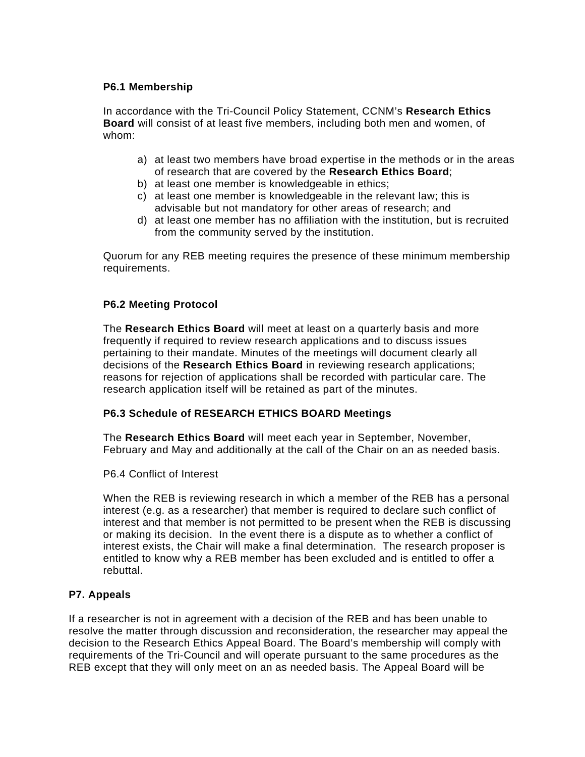### P6.1 Membership

In accordance with the Tri-Council Policy Statement, CCNM's **Research Ethics Board** will consist of at least five members, including both men and women, of whom:

a) at least two members have broad expertise in the methods or in the areas of research that are covered by the **Research Ethics Board**;
b) at least one member is knowledgeable in ethics;
c) at least one member is knowledgeable in the relevant law; this is advisable but not mandatory for other areas of research; and
d) at least one member has no affiliation with the institution, but is recruited from the community served by the institution.

Quorum for any REB meeting requires the presence of these minimum membership requirements.

### P6.2 Meeting Protocol

The **Research Ethics Board** will meet at least on a quarterly basis and more frequently if required to review research applications and to discuss issues pertaining to their mandate. Minutes of the meetings will document clearly all decisions of the **Research Ethics Board** in reviewing research applications; reasons for rejection of applications shall be recorded with particular care. The research application itself will be retained as part of the minutes.

### P6.3 Schedule of RESEARCH ETHICS BOARD Meetings

The **Research Ethics Board** will meet each year in September, November, February and May and additionally at the call of the Chair on an as needed basis.

P6.4 Conflict of Interest

When the REB is reviewing research in which a member of the REB has a personal interest (e.g. as a researcher) that member is required to declare such conflict of interest and that member is not permitted to be present when the REB is discussing or making its decision. In the event there is a dispute as to whether a conflict of interest exists, the Chair will make a final determination. The research proposer is entitled to know why a REB member has been excluded and is entitled to offer a rebuttal.

## P7. Appeals

If a researcher is not in agreement with a decision of the REB and has been unable to resolve the matter through discussion and reconsideration, the researcher may appeal the decision to the Research Ethics Appeal Board. The Board's membership will comply with requirements of the Tri-Council and will operate pursuant to the same procedures as the REB except that they will only meet on an as needed basis. The Appeal Board will be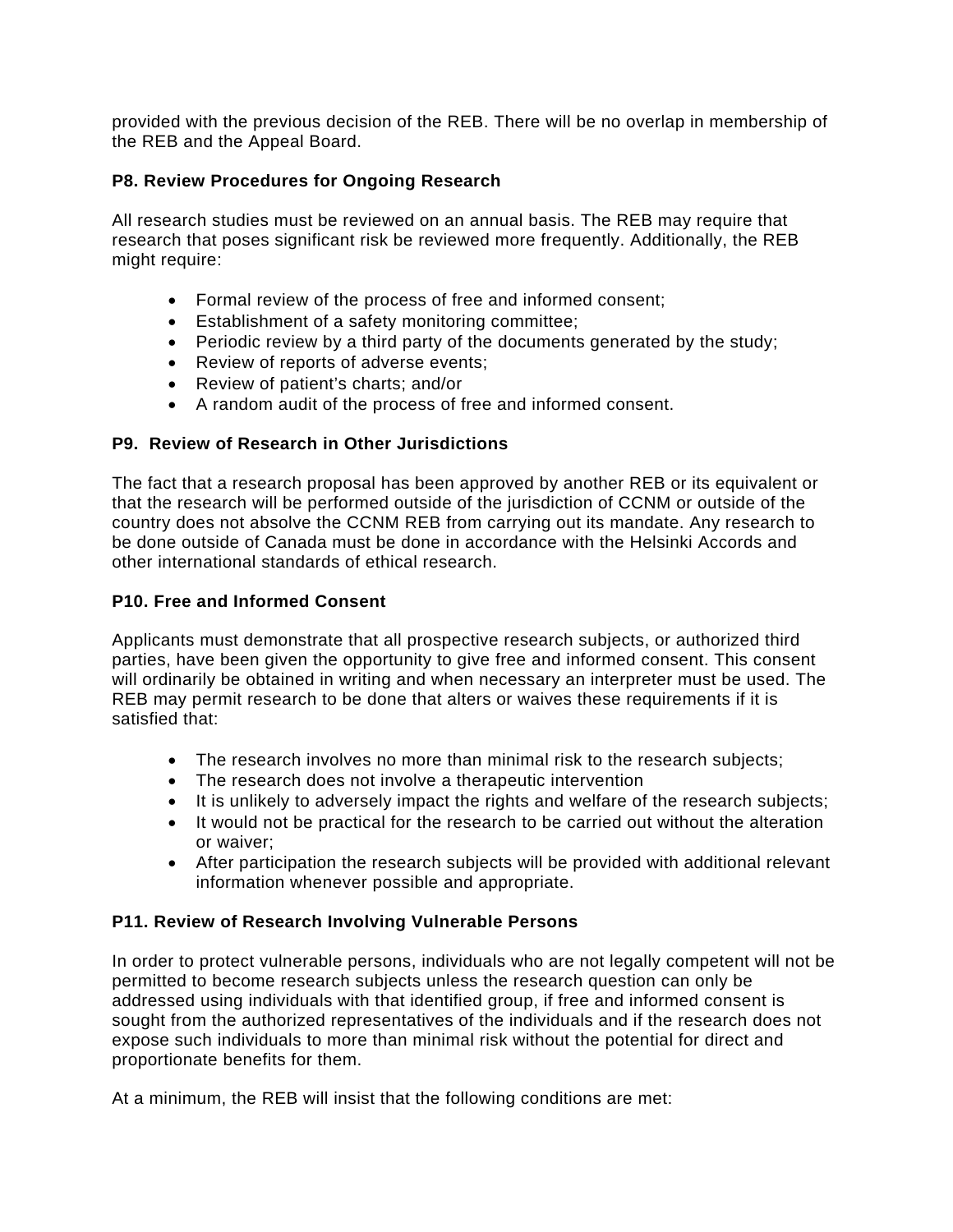provided with the previous decision of the REB. There will be no overlap in membership of the REB and the Appeal Board.

### P8. Review Procedures for Ongoing Research

All research studies must be reviewed on an annual basis. The REB may require that research that poses significant risk be reviewed more frequently. Additionally, the REB might require:

- Formal review of the process of free and informed consent;
- Establishment of a safety monitoring committee;
- Periodic review by a third party of the documents generated by the study;
- Review of reports of adverse events;
- Review of patient's charts; and/or
- A random audit of the process of free and informed consent.

### P9. Review of Research in Other Jurisdictions

The fact that a research proposal has been approved by another REB or its equivalent or that the research will be performed outside of the jurisdiction of CCNM or outside of the country does not absolve the CCNM REB from carrying out its mandate. Any research to be done outside of Canada must be done in accordance with the Helsinki Accords and other international standards of ethical research.

### P10. Free and Informed Consent

Applicants must demonstrate that all prospective research subjects, or authorized third parties, have been given the opportunity to give free and informed consent. This consent will ordinarily be obtained in writing and when necessary an interpreter must be used. The REB may permit research to be done that alters or waives these requirements if it is satisfied that:

- The research involves no more than minimal risk to the research subjects;
- The research does not involve a therapeutic intervention
- It is unlikely to adversely impact the rights and welfare of the research subjects;
- It would not be practical for the research to be carried out without the alteration or waiver;
- After participation the research subjects will be provided with additional relevant information whenever possible and appropriate.

### P11. Review of Research Involving Vulnerable Persons

In order to protect vulnerable persons, individuals who are not legally competent will not be permitted to become research subjects unless the research question can only be addressed using individuals with that identified group, if free and informed consent is sought from the authorized representatives of the individuals and if the research does not expose such individuals to more than minimal risk without the potential for direct and proportionate benefits for them.

At a minimum, the REB will insist that the following conditions are met: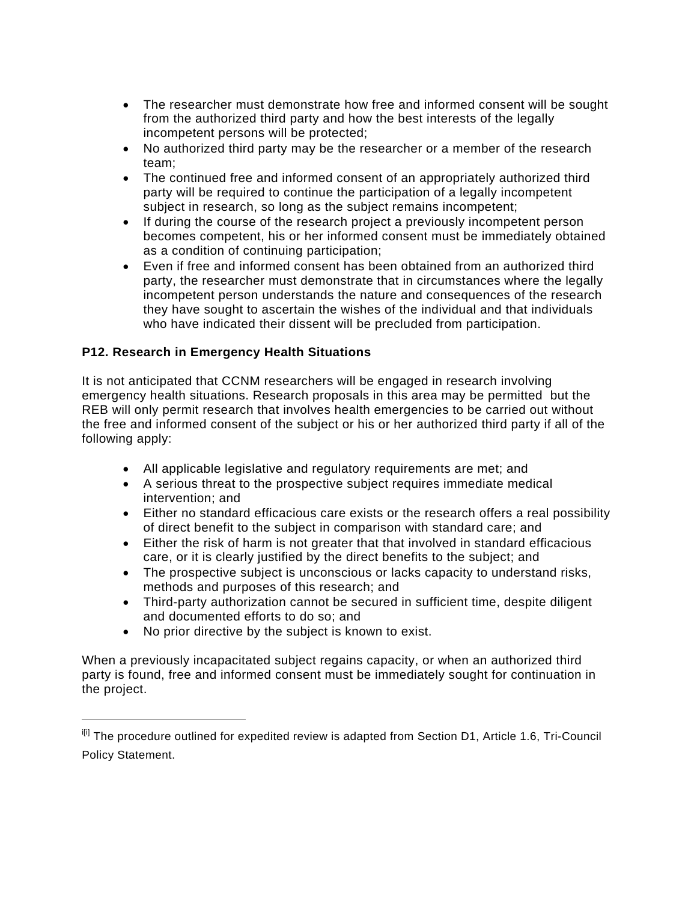- The researcher must demonstrate how free and informed consent will be sought from the authorized third party and how the best interests of the legally incompetent persons will be protected;
- No authorized third party may be the researcher or a member of the research team;
- The continued free and informed consent of an appropriately authorized third party will be required to continue the participation of a legally incompetent subject in research, so long as the subject remains incompetent;
- If during the course of the research project a previously incompetent person becomes competent, his or her informed consent must be immediately obtained as a condition of continuing participation;
- Even if free and informed consent has been obtained from an authorized third party, the researcher must demonstrate that in circumstances where the legally incompetent person understands the nature and consequences of the research they have sought to ascertain the wishes of the individual and that individuals who have indicated their dissent will be precluded from participation.

**P12. Research in Emergency Health Situations**

It is not anticipated that CCNM researchers will be engaged in research involving emergency health situations. Research proposals in this area may be permitted but the REB will only permit research that involves health emergencies to be carried out without the free and informed consent of the subject or his or her authorized third party if all of the following apply:

- All applicable legislative and regulatory requirements are met; and
- A serious threat to the prospective subject requires immediate medical intervention; and
- Either no standard efficacious care exists or the research offers a real possibility of direct benefit to the subject in comparison with standard care; and
- Either the risk of harm is not greater that that involved in standard efficacious care, or it is clearly justified by the direct benefits to the subject; and
- The prospective subject is unconscious or lacks capacity to understand risks, methods and purposes of this research; and
- Third-party authorization cannot be secured in sufficient time, despite diligent and documented efforts to do so; and
- No prior directive by the subject is known to exist.

When a previously incapacitated subject regains capacity, or when an authorized third party is found, free and informed consent must be immediately sought for continuation in the project.

---

[i[i]] The procedure outlined for expedited review is adapted from Section D1, Article 1.6, Tri-Council Policy Statement.